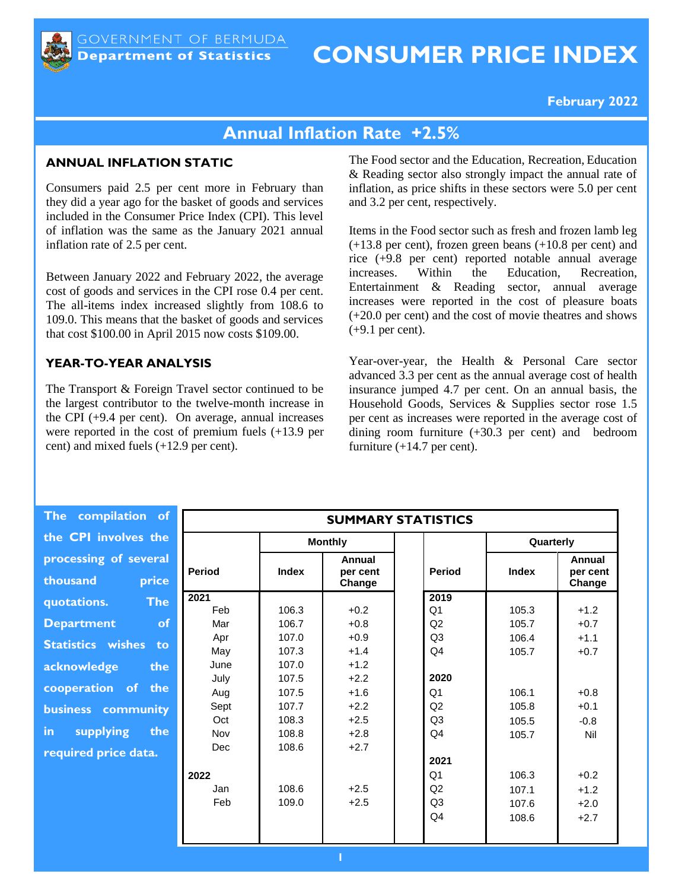GOVERNMENT OF BERMUDA
**Department of Statistics**

# CONSUMER PRICE INDEX

**February 2022**

## Annual Inflation Rate +2.5%

### ANNUAL INFLATION STATIC

Consumers paid 2.5 per cent more in February than they did a year ago for the basket of goods and services included in the Consumer Price Index (CPI). This level of inflation was the same as the January 2021 annual inflation rate of 2.5 per cent.

Between January 2022 and February 2022, the average cost of goods and services in the CPI rose 0.4 per cent. The all-items index increased slightly from 108.6 to 109.0. This means that the basket of goods and services that cost $100.00 in April 2015 now costs $109.00.

### YEAR-TO-YEAR ANALYSIS

The Transport & Foreign Travel sector continued to be the largest contributor to the twelve-month increase in the CPI (+9.4 per cent). On average, annual increases were reported in the cost of premium fuels (+13.9 per cent) and mixed fuels (+12.9 per cent).

The Food sector and the Education, Recreation, Education & Reading sector also strongly impact the annual rate of inflation, as price shifts in these sectors were 5.0 per cent and 3.2 per cent, respectively.

Items in the Food sector such as fresh and frozen lamb leg (+13.8 per cent), frozen green beans (+10.8 per cent) and rice (+9.8 per cent) reported notable annual average increases. Within the Education, Recreation, Entertainment & Reading sector, annual average increases were reported in the cost of pleasure boats (+20.0 per cent) and the cost of movie theatres and shows (+9.1 per cent).

Year-over-year, the Health & Personal Care sector advanced 3.3 per cent as the annual average cost of health insurance jumped 4.7 per cent. On an annual basis, the Household Goods, Services & Supplies sector rose 1.5 per cent as increases were reported in the average cost of dining room furniture (+30.3 per cent) and bedroom furniture (+14.7 per cent).

**The compilation of the CPI involves the processing of several thousand price quotations. The Department of Statistics wishes to acknowledge the cooperation of the business community in supplying the required price data.**

**SUMMARY STATISTICS**

| Period | Monthly Index | Monthly Annual per cent Change | Period | Quarterly Index | Quarterly Annual per cent Change |
|---|---|---|---|---|---|
| **2021** | | | **2019** | | |
| Feb | 106.3 | +0.2 | Q1 | 105.3 | +1.2 |
| Mar | 106.7 | +0.8 | Q2 | 105.7 | +0.7 |
| Apr | 107.0 | +0.9 | Q3 | 106.4 | +1.1 |
| May | 107.3 | +1.4 | Q4 | 105.7 | +0.7 |
| June | 107.0 | +1.2 | | | |
| July | 107.5 | +2.2 | **2020** | | |
| Aug | 107.5 | +1.6 | Q1 | 106.1 | +0.8 |
| Sept | 107.7 | +2.2 | Q2 | 105.8 | +0.1 |
| Oct | 108.3 | +2.5 | Q3 | 105.5 | -0.8 |
| Nov | 108.8 | +2.8 | Q4 | 105.7 | Nil |
| Dec | 108.6 | +2.7 | | | |
| | | | **2021** | | |
| **2022** | | | Q1 | 106.3 | +0.2 |
| Jan | 108.6 | +2.5 | Q2 | 107.1 | +1.2 |
| Feb | 109.0 | +2.5 | Q3 | 107.6 | +2.0 |
| | | | Q4 | 108.6 | +2.7 |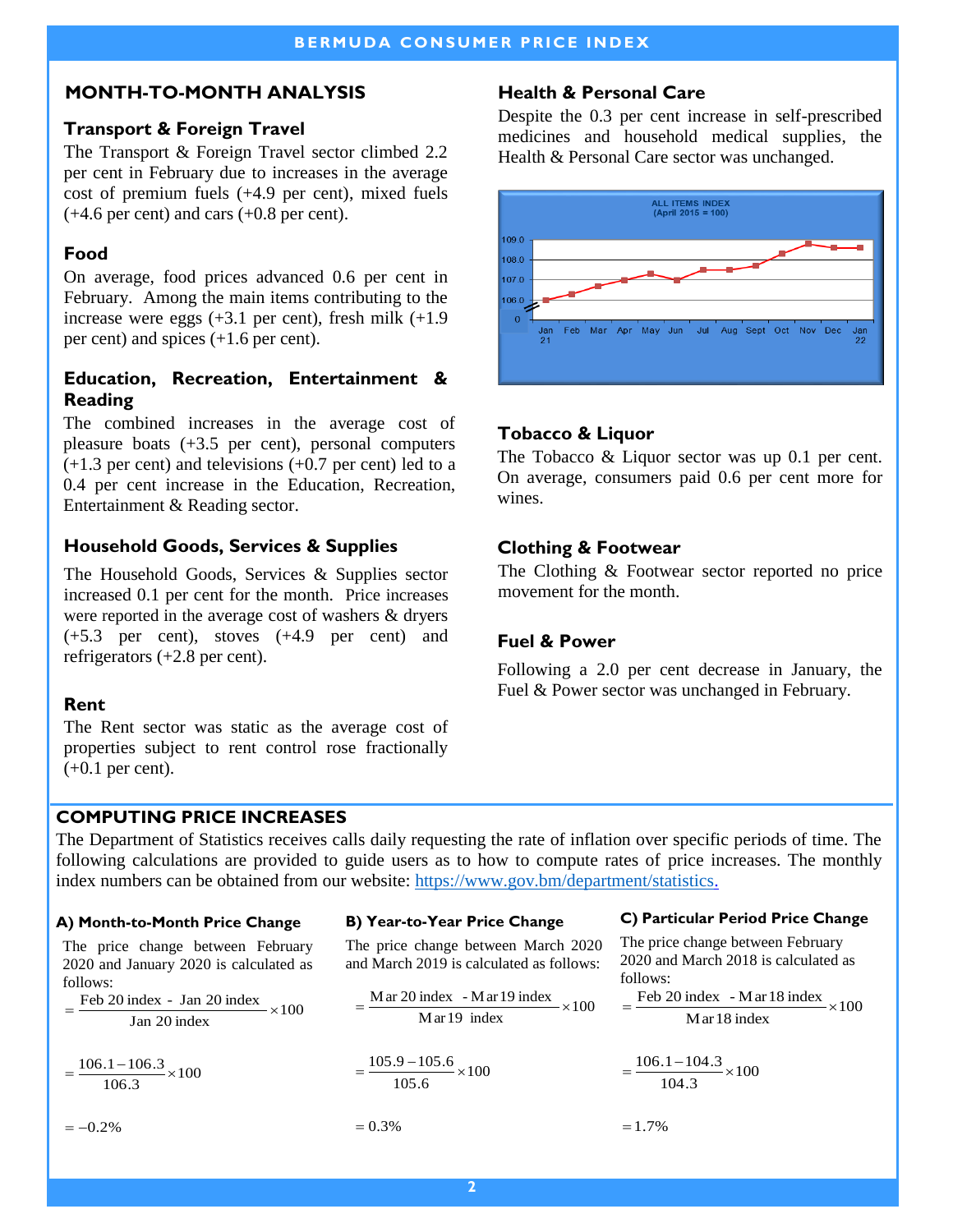## MONTH-TO-MONTH ANALYSIS

### Transport & Foreign Travel

The Transport & Foreign Travel sector climbed 2.2 per cent in February due to increases in the average cost of premium fuels (+4.9 per cent), mixed fuels (+4.6 per cent) and cars (+0.8 per cent).

### Food

On average, food prices advanced 0.6 per cent in February. Among the main items contributing to the increase were eggs (+3.1 per cent), fresh milk (+1.9 per cent) and spices (+1.6 per cent).

### Education, Recreation, Entertainment & Reading

The combined increases in the average cost of pleasure boats (+3.5 per cent), personal computers (+1.3 per cent) and televisions (+0.7 per cent) led to a 0.4 per cent increase in the Education, Recreation, Entertainment & Reading sector.

### Household Goods, Services & Supplies

The Household Goods, Services & Supplies sector increased 0.1 per cent for the month. Price increases were reported in the average cost of washers & dryers (+5.3 per cent), stoves (+4.9 per cent) and refrigerators (+2.8 per cent).

### Rent

The Rent sector was static as the average cost of properties subject to rent control rose fractionally (+0.1 per cent).

### Health & Personal Care

Despite the 0.3 per cent increase in self-prescribed medicines and household medical supplies, the Health & Personal Care sector was unchanged.

ALL ITEMS INDEX
(April 2015 = 100)

### Tobacco & Liquor

The Tobacco & Liquor sector was up 0.1 per cent. On average, consumers paid 0.6 per cent more for wines.

### Clothing & Footwear

The Clothing & Footwear sector reported no price movement for the month.

### Fuel & Power

Following a 2.0 per cent decrease in January, the Fuel & Power sector was unchanged in February.

## COMPUTING PRICE INCREASES

The Department of Statistics receives calls daily requesting the rate of inflation over specific periods of time. The following calculations are provided to guide users as to how to compute rates of price increases. The monthly index numbers can be obtained from our website: https://www.gov.bm/department/statistics.

**A) Month-to-Month Price Change**

The price change between February 2020 and January 2020 is calculated as follows:

$$= \frac{\text{Feb 20 index - Jan 20 index}}{\text{Jan 20 index}} \times 100$$

$$= \frac{106.1 - 106.3}{106.3} \times 100$$

$$= -0.2\%$$

**B) Year-to-Year Price Change**

The price change between March 2020 and March 2019 is calculated as follows:

$$= \frac{\text{Mar 20 index - Mar 19 index}}{\text{Mar 19 index}} \times 100$$

$$= \frac{105.9 - 105.6}{105.6} \times 100$$

$$= 0.3\%$$

**C) Particular Period Price Change**

The price change between February 2020 and March 2018 is calculated as follows:

$$= \frac{\text{Feb 20 index - Mar 18 index}}{\text{Mar 18 index}} \times 100$$

$$= \frac{106.1 - 104.3}{104.3} \times 100$$

$$= 1.7\%$$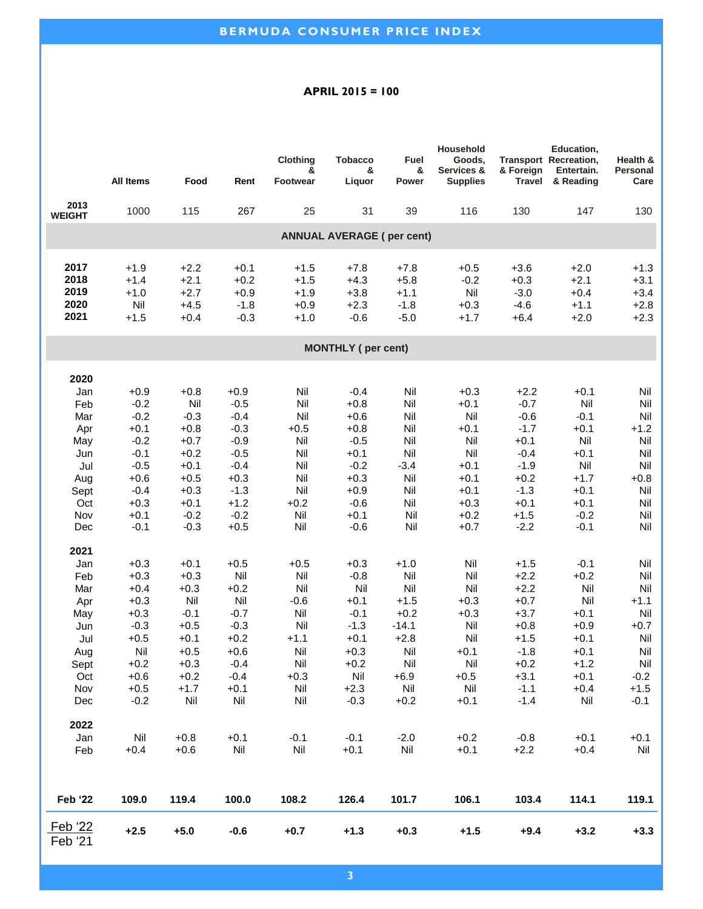## BERMUDA CONSUMER PRICE INDEX

**APRIL 2015 = 100**

| | All Items | Food | Rent | Clothing & Footwear | Tobacco & Liquor | Fuel & Power | Household Goods, Services & Supplies | Transport & Foreign Travel | Education, Recreation, Entertain. & Reading | Health & Personal Care |
|---|---|---|---|---|---|---|---|---|---|---|
| **2013 WEIGHT** | 1000 | 115 | 267 | 25 | 31 | 39 | 116 | 130 | 147 | 130 |
| **ANNUAL AVERAGE ( per cent)** | | | | | | | | | | |
| **2017** | +1.9 | +2.2 | +0.1 | +1.5 | +7.8 | +7.8 | +0.5 | +3.6 | +2.0 | +1.3 |
| **2018** | +1.4 | +2.1 | +0.2 | +1.5 | +4.3 | +5.8 | -0.2 | +0.3 | +2.1 | +3.1 |
| **2019** | +1.0 | +2.7 | +0.9 | +1.9 | +3.8 | +1.1 | Nil | -3.0 | +0.4 | +3.4 |
| **2020** | Nil | +4.5 | -1.8 | +0.9 | +2.3 | -1.8 | +0.3 | -4.6 | +1.1 | +2.8 |
| **2021** | +1.5 | +0.4 | -0.3 | +1.0 | -0.6 | -5.0 | +1.7 | +6.4 | +2.0 | +2.3 |
| **MONTHLY ( per cent)** | | | | | | | | | | |
| **2020** | | | | | | | | | | |
| Jan | +0.9 | +0.8 | +0.9 | Nil | -0.4 | Nil | +0.3 | +2.2 | +0.1 | Nil |
| Feb | -0.2 | Nil | -0.5 | Nil | +0.8 | Nil | +0.1 | -0.7 | Nil | Nil |
| Mar | -0.2 | -0.3 | -0.4 | Nil | +0.6 | Nil | Nil | -0.6 | -0.1 | Nil |
| Apr | +0.1 | +0.8 | -0.3 | +0.5 | +0.8 | Nil | +0.1 | -1.7 | +0.1 | +1.2 |
| May | -0.2 | +0.7 | -0.9 | Nil | -0.5 | Nil | Nil | +0.1 | Nil | Nil |
| Jun | -0.1 | +0.2 | -0.5 | Nil | +0.1 | Nil | Nil | -0.4 | +0.1 | Nil |
| Jul | -0.5 | +0.1 | -0.4 | Nil | -0.2 | -3.4 | +0.1 | -1.9 | Nil | Nil |
| Aug | +0.6 | +0.5 | +0.3 | Nil | +0.3 | Nil | +0.1 | +0.2 | +1.7 | +0.8 |
| Sept | -0.4 | +0.3 | -1.3 | Nil | +0.9 | Nil | +0.1 | -1.3 | +0.1 | Nil |
| Oct | +0.3 | +0.1 | +1.2 | +0.2 | -0.6 | Nil | +0.3 | +0.1 | +0.1 | Nil |
| Nov | +0.1 | -0.2 | -0.2 | Nil | +0.1 | Nil | +0.2 | +1.5 | -0.2 | Nil |
| Dec | -0.1 | -0.3 | +0.5 | Nil | -0.6 | Nil | +0.7 | -2.2 | -0.1 | Nil |
| **2021** | | | | | | | | | | |
| Jan | +0.3 | +0.1 | +0.5 | +0.5 | +0.3 | +1.0 | Nil | +1.5 | -0.1 | Nil |
| Feb | +0.3 | +0.3 | Nil | Nil | -0.8 | Nil | Nil | +2.2 | +0.2 | Nil |
| Mar | +0.4 | +0.3 | +0.2 | Nil | Nil | Nil | Nil | +2.2 | Nil | Nil |
| Apr | +0.3 | Nil | Nil | -0.6 | +0.1 | +1.5 | +0.3 | +0.7 | Nil | +1.1 |
| May | +0.3 | -0.1 | -0.7 | Nil | -0.1 | +0.2 | +0.3 | +3.7 | +0.1 | Nil |
| Jun | -0.3 | +0.5 | -0.3 | Nil | -1.3 | -14.1 | Nil | +0.8 | +0.9 | +0.7 |
| Jul | +0.5 | +0.1 | +0.2 | +1.1 | +0.1 | +2.8 | Nil | +1.5 | +0.1 | Nil |
| Aug | Nil | +0.5 | +0.6 | Nil | +0.3 | Nil | +0.1 | -1.8 | +0.1 | Nil |
| Sept | +0.2 | +0.3 | -0.4 | Nil | +0.2 | Nil | Nil | +0.2 | +1.2 | Nil |
| Oct | +0.6 | +0.2 | -0.4 | +0.3 | Nil | +6.9 | +0.5 | +3.1 | +0.1 | -0.2 |
| Nov | +0.5 | +1.7 | +0.1 | Nil | +2.3 | Nil | Nil | -1.1 | +0.4 | +1.5 |
| Dec | -0.2 | Nil | Nil | Nil | -0.3 | +0.2 | +0.1 | -1.4 | Nil | -0.1 |
| **2022** | | | | | | | | | | |
| Jan | Nil | +0.8 | +0.1 | -0.1 | -0.1 | -2.0 | +0.2 | -0.8 | +0.1 | +0.1 |
| Feb | +0.4 | +0.6 | Nil | Nil | +0.1 | Nil | +0.1 | +2.2 | +0.4 | Nil |
| **Feb '22** | **109.0** | **119.4** | **100.0** | **108.2** | **126.4** | **101.7** | **106.1** | **103.4** | **114.1** | **119.1** |
| Feb '22 / Feb '21 | **+2.5** | **+5.0** | **-0.6** | **+0.7** | **+1.3** | **+0.3** | **+1.5** | **+9.4** | **+3.2** | **+3.3** |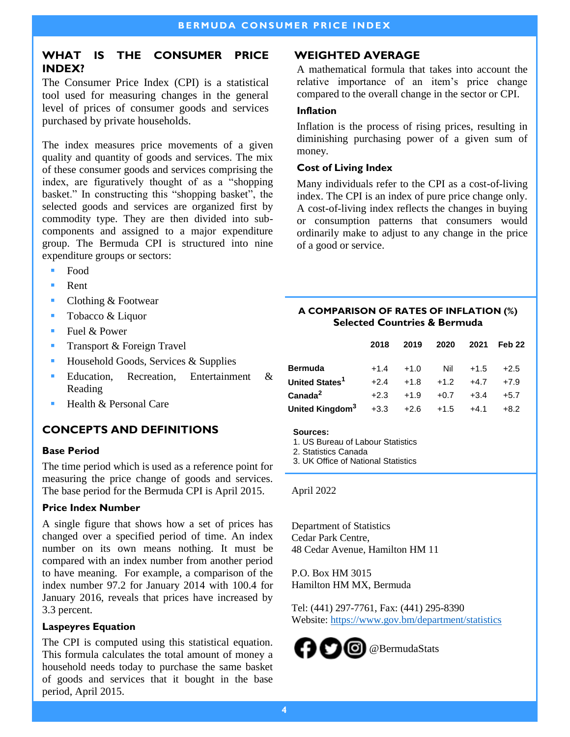## WHAT IS THE CONSUMER PRICE INDEX?

The Consumer Price Index (CPI) is a statistical tool used for measuring changes in the general level of prices of consumer goods and services purchased by private households.

The index measures price movements of a given quality and quantity of goods and services. The mix of these consumer goods and services comprising the index, are figuratively thought of as a "shopping basket." In constructing this "shopping basket", the selected goods and services are organized first by commodity type. They are then divided into sub-components and assigned to a major expenditure group. The Bermuda CPI is structured into nine expenditure groups or sectors:

- Food
- Rent
- Clothing & Footwear
- Tobacco & Liquor
- Fuel & Power
- Transport & Foreign Travel
- Household Goods, Services & Supplies
- Education, Recreation, Entertainment & Reading
- Health & Personal Care

## CONCEPTS AND DEFINITIONS

### Base Period

The time period which is used as a reference point for measuring the price change of goods and services. The base period for the Bermuda CPI is April 2015.

### Price Index Number

A single figure that shows how a set of prices has changed over a specified period of time. An index number on its own means nothing. It must be compared with an index number from another period to have meaning. For example, a comparison of the index number 97.2 for January 2014 with 100.4 for January 2016, reveals that prices have increased by 3.3 percent.

### Laspeyres Equation

The CPI is computed using this statistical equation. This formula calculates the total amount of money a household needs today to purchase the same basket of goods and services that it bought in the base period, April 2015.

## WEIGHTED AVERAGE

A mathematical formula that takes into account the relative importance of an item's price change compared to the overall change in the sector or CPI.

### Inflation

Inflation is the process of rising prices, resulting in diminishing purchasing power of a given sum of money.

### Cost of Living Index

Many individuals refer to the CPI as a cost-of-living index. The CPI is an index of pure price change only. A cost-of-living index reflects the changes in buying or consumption patterns that consumers would ordinarily make to adjust to any change in the price of a good or service.

### A COMPARISON OF RATES OF INFLATION (%) Selected Countries & Bermuda

| | 2018 | 2019 | 2020 | 2021 | Feb 22 |
|---|---|---|---|---|---|
| **Bermuda** | +1.4 | +1.0 | Nil | +1.5 | +2.5 |
| **United States[1]** | +2.4 | +1.8 | +1.2 | +4.7 | +7.9 |
| **Canada[2]** | +2.3 | +1.9 | +0.7 | +3.4 | +5.7 |
| **United Kingdom[3]** | +3.3 | +2.6 | +1.5 | +4.1 | +8.2 |

**Sources:**
1. US Bureau of Labour Statistics
2. Statistics Canada
3. UK Office of National Statistics

April 2022

Department of Statistics
Cedar Park Centre,
48 Cedar Avenue, Hamilton HM 11

P.O. Box HM 3015
Hamilton HM MX, Bermuda

Tel: (441) 297-7761, Fax: (441) 295-8390
Website: https://www.gov.bm/department/statistics

@BermudaStats